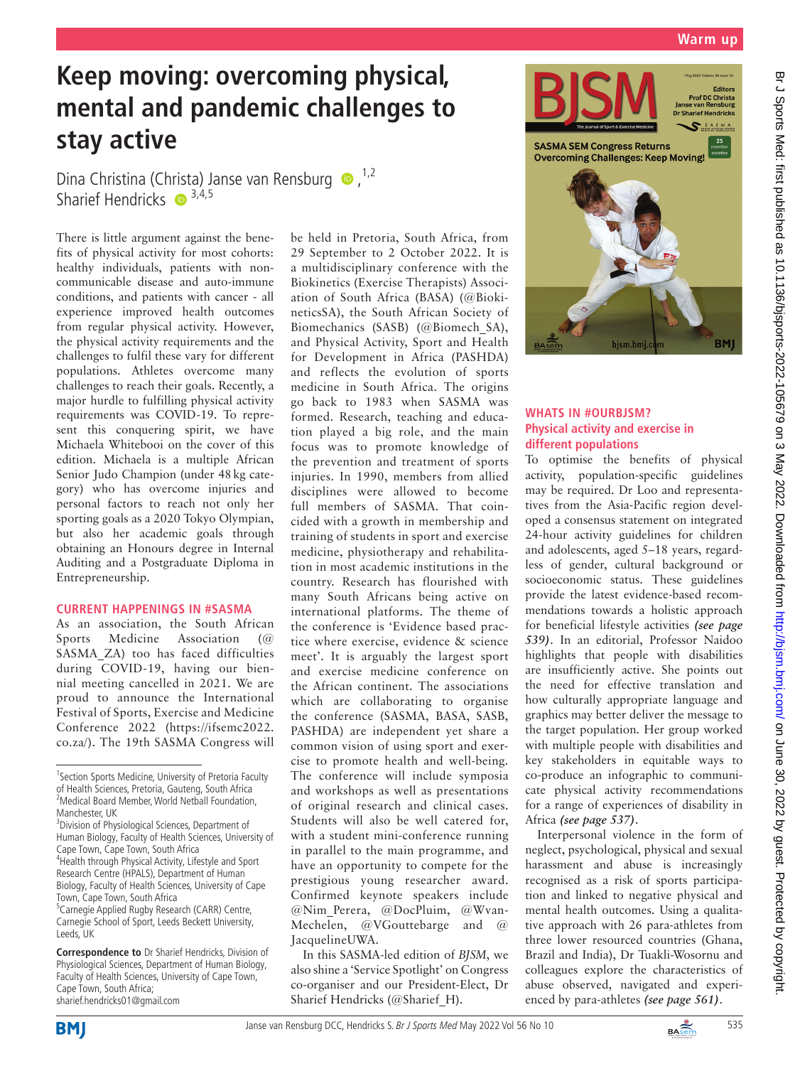# Keep moving: overcoming physical, mental and pandemic challenges to stay active

Dina Christina (Christa) Janse van Rensburg [1,2], Sharief Hendricks [3,4,5]

There is little argument against the benefits of physical activity for most cohorts: healthy individuals, patients with non-communicable disease and auto-immune conditions, and patients with cancer - all experience improved health outcomes from regular physical activity. However, the physical activity requirements and the challenges to fulfil these vary for different populations. Athletes overcome many challenges to reach their goals. Recently, a major hurdle to fulfilling physical activity requirements was COVID-19. To represent this conquering spirit, we have Michaela Whitebooi on the cover of this edition. Michaela is a multiple African Senior Judo Champion (under 48 kg category) who has overcome injuries and personal factors to reach not only her sporting goals as a 2020 Tokyo Olympian, but also her academic goals through obtaining an Honours degree in Internal Auditing and a Postgraduate Diploma in Entrepreneurship.

## CURRENT HAPPENINGS IN #SASMA

As an association, the South African Sports Medicine Association (@SASMA_ZA) too has faced difficulties during COVID-19, having our biennial meeting cancelled in 2021. We are proud to announce the International Festival of Sports, Exercise and Medicine Conference 2022 (https://ifsemc2022.co.za/). The 19th SASMA Congress will be held in Pretoria, South Africa, from 29 September to 2 October 2022. It is a multidisciplinary conference with the Biokinetics (Exercise Therapists) Association of South Africa (BASA) (@BiokineticsSA), the South African Society of Biomechanics (SASB) (@Biomech_SA), and Physical Activity, Sport and Health for Development in Africa (PASHDA) and reflects the evolution of sports medicine in South Africa. The origins go back to 1983 when SASMA was formed. Research, teaching and education played a big role, and the main focus was to promote knowledge of the prevention and treatment of sports injuries. In 1990, members from allied disciplines were allowed to become full members of SASMA. That coincided with a growth in membership and training of students in sport and exercise medicine, physiotherapy and rehabilitation in most academic institutions in the country. Research has flourished with many South Africans being active on international platforms. The theme of the conference is 'Evidence based practice where exercise, evidence & science meet'. It is arguably the largest sport and exercise medicine conference on the African continent. The associations which are collaborating to organise the conference (SASMA, BASA, SASB, PASHDA) are independent yet share a common vision of using sport and exercise to promote health and well-being. The conference will include symposia and workshops as well as presentations of original research and clinical cases. Students will also be well catered for, with a student mini-conference running in parallel to the main programme, and have an opportunity to compete for the prestigious young researcher award. Confirmed keynote speakers include @Nim_Perera, @DocPluim, @WvanMechelen, @VGouttebarge and @JacquelineUWA.

In this SASMA-led edition of *BJSM*, we also shine a 'Service Spotlight' on Congress co-organiser and our President-Elect, Dr Sharief Hendricks (@Sharief_H).

## WHATS IN #OURBJSM?

### Physical activity and exercise in different populations

To optimise the benefits of physical activity, population-specific guidelines may be required. Dr Loo and representatives from the Asia-Pacific region developed a consensus statement on integrated 24-hour activity guidelines for children and adolescents, aged 5–18 years, regardless of gender, cultural background or socioeconomic status. These guidelines provide the latest evidence-based recommendations towards a holistic approach for beneficial lifestyle activities ***(see page 539)***. In an editorial, Professor Naidoo highlights that people with disabilities are insufficiently active. She points out the need for effective translation and how culturally appropriate language and graphics may better deliver the message to the target population. Her group worked with multiple people with disabilities and key stakeholders in equitable ways to co-produce an infographic to communicate physical activity recommendations for a range of experiences of disability in Africa ***(see page 537)***.

Interpersonal violence in the form of neglect, psychological, physical and sexual harassment and abuse is increasingly recognised as a risk of sports participation and linked to negative physical and mental health outcomes. Using a qualitative approach with 26 para-athletes from three lower resourced countries (Ghana, Brazil and India), Dr Tuakli-Wosornu and colleagues explore the characteristics of abuse observed, navigated and experienced by para-athletes ***(see page 561)***.

---

[1] Section Sports Medicine, University of Pretoria Faculty of Health Sciences, Pretoria, Gauteng, South Africa
[2] Medical Board Member, World Netball Foundation, Manchester, UK
[3] Division of Physiological Sciences, Department of Human Biology, Faculty of Health Sciences, University of Cape Town, Cape Town, South Africa
[4] Health through Physical Activity, Lifestyle and Sport Research Centre (HPALS), Department of Human Biology, Faculty of Health Sciences, University of Cape Town, Cape Town, South Africa
[5] Carnegie Applied Rugby Research (CARR) Centre, Carnegie School of Sport, Leeds Beckett University, Leeds, UK

**Correspondence to** Dr Sharief Hendricks, Division of Physiological Sciences, Department of Human Biology, Faculty of Health Sciences, University of Cape Town, Cape Town, South Africa; sharief.hendricks01@gmail.com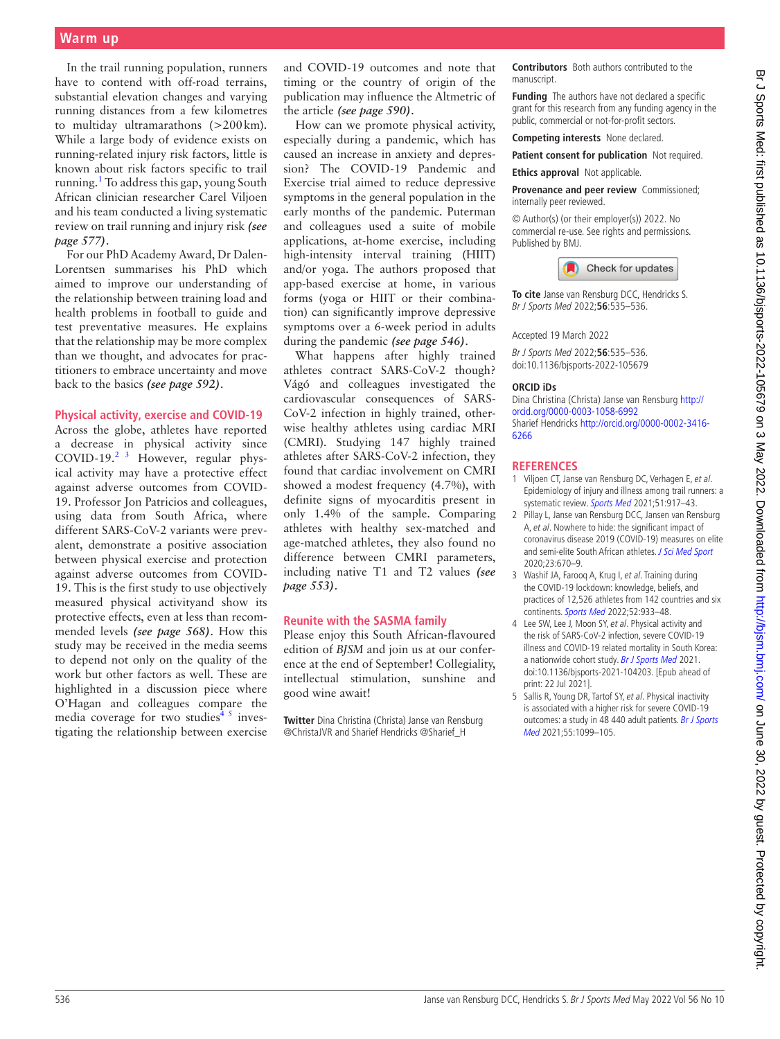In the trail running population, runners have to contend with off-road terrains, substantial elevation changes and varying running distances from a few kilometres to multiday ultramarathons (>200 km). While a large body of evidence exists on running-related injury risk factors, little is known about risk factors specific to trail running.[1] To address this gap, young South African clinician researcher Carel Viljoen and his team conducted a living systematic review on trail running and injury risk ***(see page 577)***.

For our PhD Academy Award, Dr Dalen-Lorentsen summarises his PhD which aimed to improve our understanding of the relationship between training load and health problems in football to guide and test preventative measures. He explains that the relationship may be more complex than we thought, and advocates for practitioners to embrace uncertainty and move back to the basics ***(see page 592)***.

## Physical activity, exercise and COVID-19

Across the globe, athletes have reported a decrease in physical activity since COVID-19.[2,3] However, regular physical activity may have a protective effect against adverse outcomes from COVID-19. Professor Jon Patricios and colleagues, using data from South Africa, where different SARS-CoV-2 variants were prevalent, demonstrate a positive association between physical exercise and protection against adverse outcomes from COVID-19. This is the first study to use objectively measured physical activityand show its protective effects, even at less than recommended levels ***(see page 568)***. How this study may be received in the media seems to depend not only on the quality of the work but other factors as well. These are highlighted in a discussion piece where O'Hagan and colleagues compare the media coverage for two studies[4,5] investigating the relationship between exercise and COVID-19 outcomes and note that timing or the country of origin of the publication may influence the Altmetric of the article ***(see page 590)***.

How can we promote physical activity, especially during a pandemic, which has caused an increase in anxiety and depression? The COVID-19 Pandemic and Exercise trial aimed to reduce depressive symptoms in the general population in the early months of the pandemic. Puterman and colleagues used a suite of mobile applications, at-home exercise, including high-intensity interval training (HIIT) and/or yoga. The authors proposed that app-based exercise at home, in various forms (yoga or HIIT or their combination) can significantly improve depressive symptoms over a 6-week period in adults during the pandemic ***(see page 546)***.

What happens after highly trained athletes contract SARS-CoV-2 though? Vágó and colleagues investigated the cardiovascular consequences of SARS-CoV-2 infection in highly trained, otherwise healthy athletes using cardiac MRI (CMRI). Studying 147 highly trained athletes after SARS-CoV-2 infection, they found that cardiac involvement on CMRI showed a modest frequency (4.7%), with definite signs of myocarditis present in only 1.4% of the sample. Comparing athletes with healthy sex-matched and age-matched athletes, they also found no difference between CMRI parameters, including native T1 and T2 values ***(see page 553)***.

## Reunite with the SASMA family

Please enjoy this South African-flavoured edition of *BJSM* and join us at our conference at the end of September! Collegiality, intellectual stimulation, sunshine and good wine await!

**Twitter** Dina Christina (Christa) Janse van Rensburg @ChristaJVR and Sharief Hendricks @Sharief_H

**Contributors** Both authors contributed to the manuscript.

**Funding** The authors have not declared a specific grant for this research from any funding agency in the public, commercial or not-for-profit sectors.

**Competing interests** None declared.

**Patient consent for publication** Not required.

**Ethics approval** Not applicable.

**Provenance and peer review** Commissioned; internally peer reviewed.

© Author(s) (or their employer(s)) 2022. No commercial re-use. See rights and permissions. Published by BMJ.

**To cite** Janse van Rensburg DCC, Hendricks S. *Br J Sports Med* 2022;**56**:535–536.

Accepted 19 March 2022

*Br J Sports Med* 2022;**56**:535–536.
doi:10.1136/bjsports-2022-105679

**ORCID iDs**

Dina Christina (Christa) Janse van Rensburg http://orcid.org/0000-0003-1058-6992
Sharief Hendricks http://orcid.org/0000-0002-3416-6266

## REFERENCES

1. Viljoen CT, Janse van Rensburg DC, Verhagen E, *et al*. Epidemiology of injury and illness among trail runners: a systematic review. *Sports Med* 2021;51:917–43.
2. Pillay L, Janse van Rensburg DCC, Jansen van Rensburg A, *et al*. Nowhere to hide: the significant impact of coronavirus disease 2019 (COVID-19) measures on elite and semi-elite South African athletes. *J Sci Med Sport* 2020;23:670–9.
3. Washif JA, Farooq A, Krug I, *et al*. Training during the COVID-19 lockdown: knowledge, beliefs, and practices of 12,526 athletes from 142 countries and six continents. *Sports Med* 2022;52:933–48.
4. Lee SW, Lee J, Moon SY, *et al*. Physical activity and the risk of SARS-CoV-2 infection, severe COVID-19 illness and COVID-19 related mortality in South Korea: a nationwide cohort study. *Br J Sports Med* 2021. doi:10.1136/bjsports-2021-104203. [Epub ahead of print: 22 Jul 2021].
5. Sallis R, Young DR, Tartof SY, *et al*. Physical inactivity is associated with a higher risk for severe COVID-19 outcomes: a study in 48 440 adult patients. *Br J Sports Med* 2021;55:1099–105.